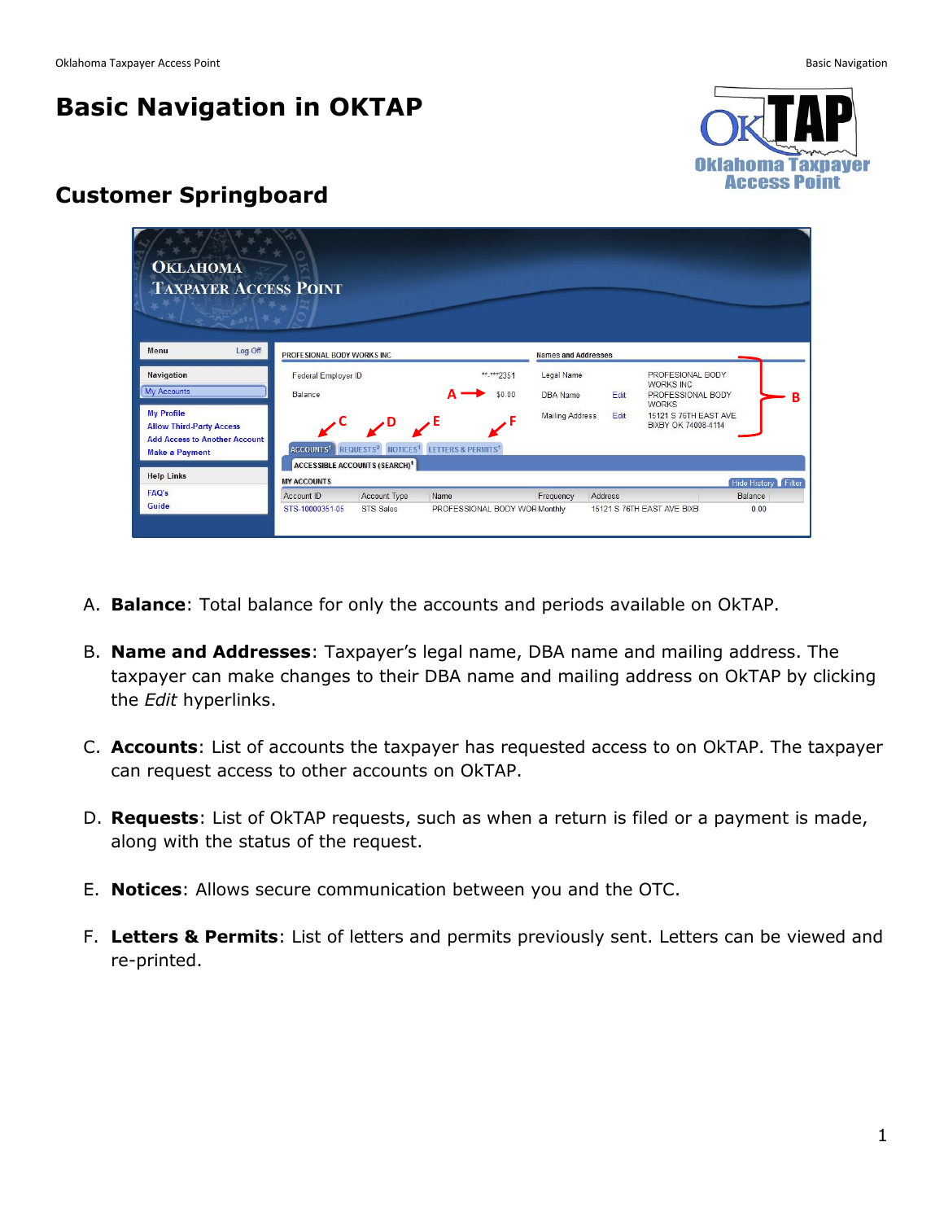# Basic Navigation in OKTAP

## Customer Springboard

A. **Balance**: Total balance for only the accounts and periods available on OkTAP.

B. **Name and Addresses**: Taxpayer's legal name, DBA name and mailing address. The taxpayer can make changes to their DBA name and mailing address on OkTAP by clicking the *Edit* hyperlinks.

C. **Accounts**: List of accounts the taxpayer has requested access to on OkTAP. The taxpayer can request access to other accounts on OkTAP.

D. **Requests**: List of OkTAP requests, such as when a return is filed or a payment is made, along with the status of the request.

E. **Notices**: Allows secure communication between you and the OTC.

F. **Letters & Permits**: List of letters and permits previously sent. Letters can be viewed and re-printed.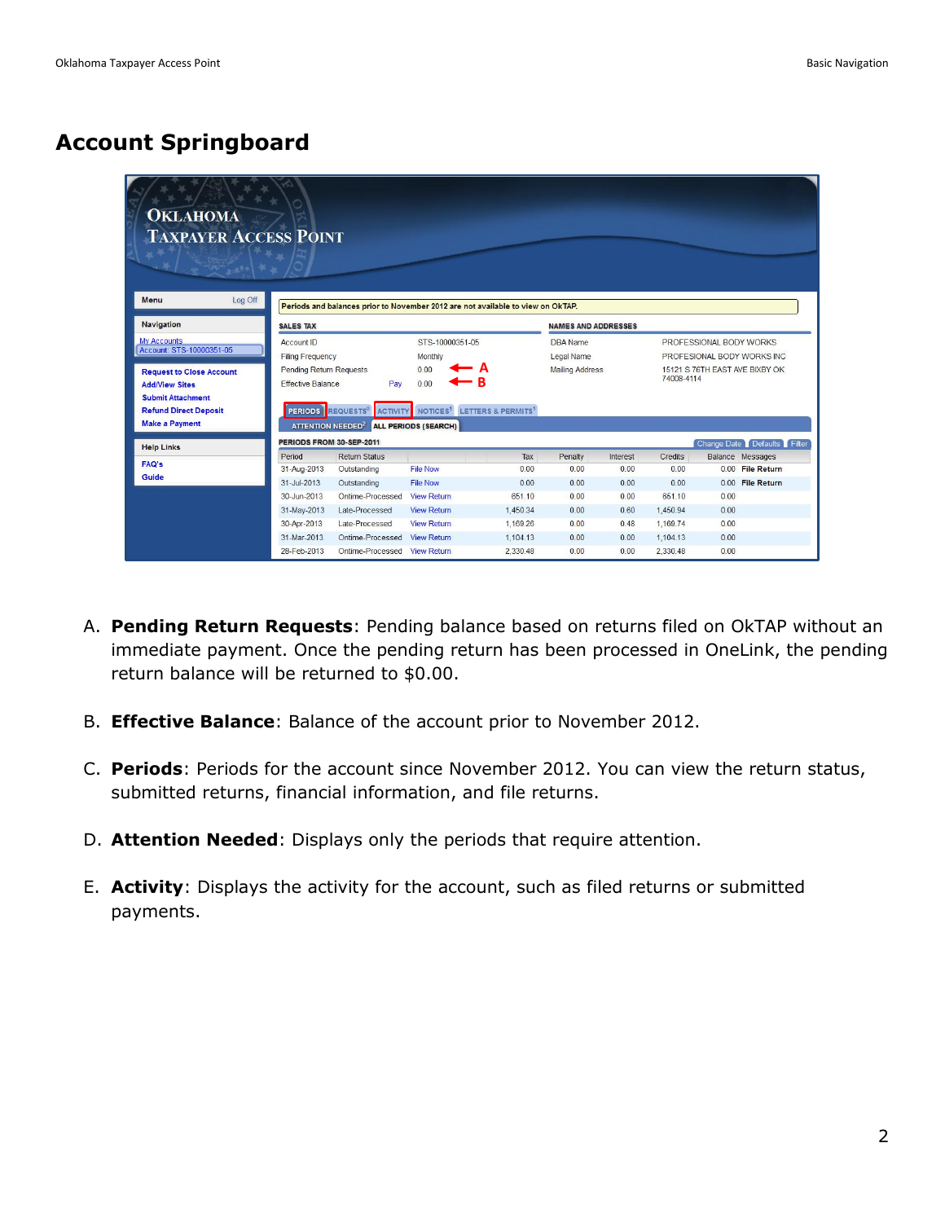# Account Springboard

A. **Pending Return Requests**: Pending balance based on returns filed on OkTAP without an immediate payment. Once the pending return has been processed in OneLink, the pending return balance will be returned to $0.00.

B. **Effective Balance**: Balance of the account prior to November 2012.

C. **Periods**: Periods for the account since November 2012. You can view the return status, submitted returns, financial information, and file returns.

D. **Attention Needed**: Displays only the periods that require attention.

E. **Activity**: Displays the activity for the account, such as filed returns or submitted payments.